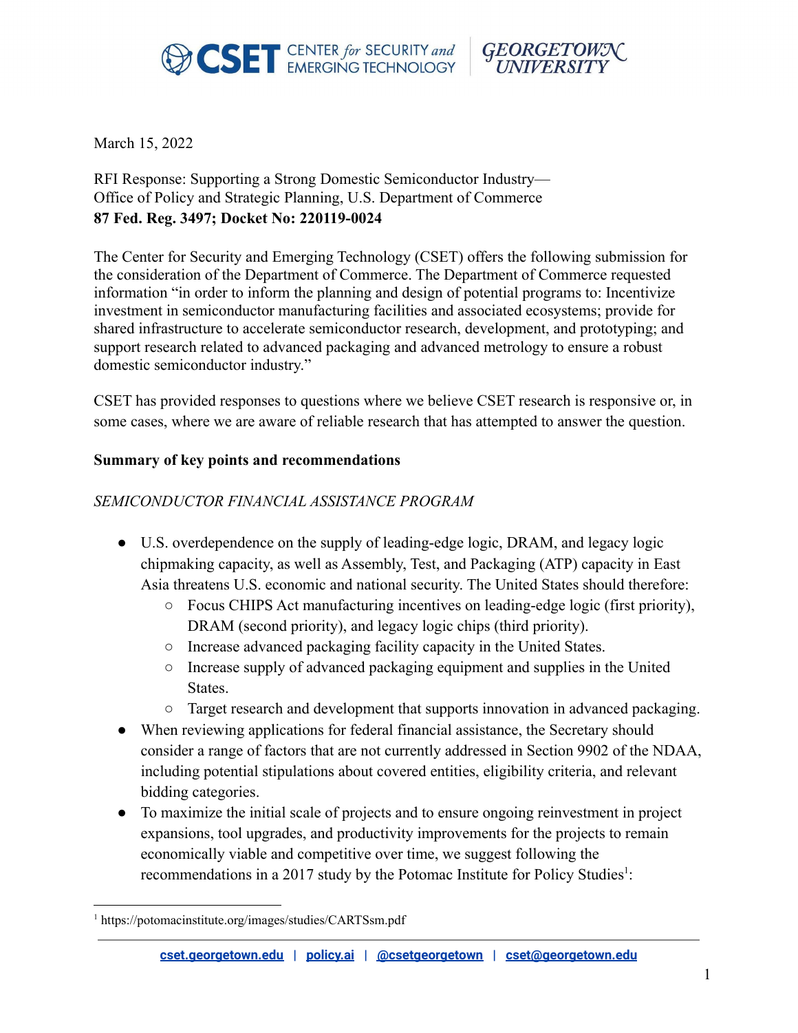March 15, 2022

RFI Response: Supporting a Strong Domestic Semiconductor Industry—
Office of Policy and Strategic Planning, U.S. Department of Commerce
**87 Fed. Reg. 3497; Docket No: 220119-0024**

The Center for Security and Emerging Technology (CSET) offers the following submission for the consideration of the Department of Commerce. The Department of Commerce requested information "in order to inform the planning and design of potential programs to: Incentivize investment in semiconductor manufacturing facilities and associated ecosystems; provide for shared infrastructure to accelerate semiconductor research, development, and prototyping; and support research related to advanced packaging and advanced metrology to ensure a robust domestic semiconductor industry."

CSET has provided responses to questions where we believe CSET research is responsive or, in some cases, where we are aware of reliable research that has attempted to answer the question.

**Summary of key points and recommendations**

*SEMICONDUCTOR FINANCIAL ASSISTANCE PROGRAM*

- U.S. overdependence on the supply of leading-edge logic, DRAM, and legacy logic chipmaking capacity, as well as Assembly, Test, and Packaging (ATP) capacity in East Asia threatens U.S. economic and national security. The United States should therefore:
  - Focus CHIPS Act manufacturing incentives on leading-edge logic (first priority), DRAM (second priority), and legacy logic chips (third priority).
  - Increase advanced packaging facility capacity in the United States.
  - Increase supply of advanced packaging equipment and supplies in the United States.
  - Target research and development that supports innovation in advanced packaging.
- When reviewing applications for federal financial assistance, the Secretary should consider a range of factors that are not currently addressed in Section 9902 of the NDAA, including potential stipulations about covered entities, eligibility criteria, and relevant bidding categories.
- To maximize the initial scale of projects and to ensure ongoing reinvestment in project expansions, tool upgrades, and productivity improvements for the projects to remain economically viable and competitive over time, we suggest following the recommendations in a 2017 study by the Potomac Institute for Policy Studies[1]:

[1] https://potomacinstitute.org/images/studies/CARTSsm.pdf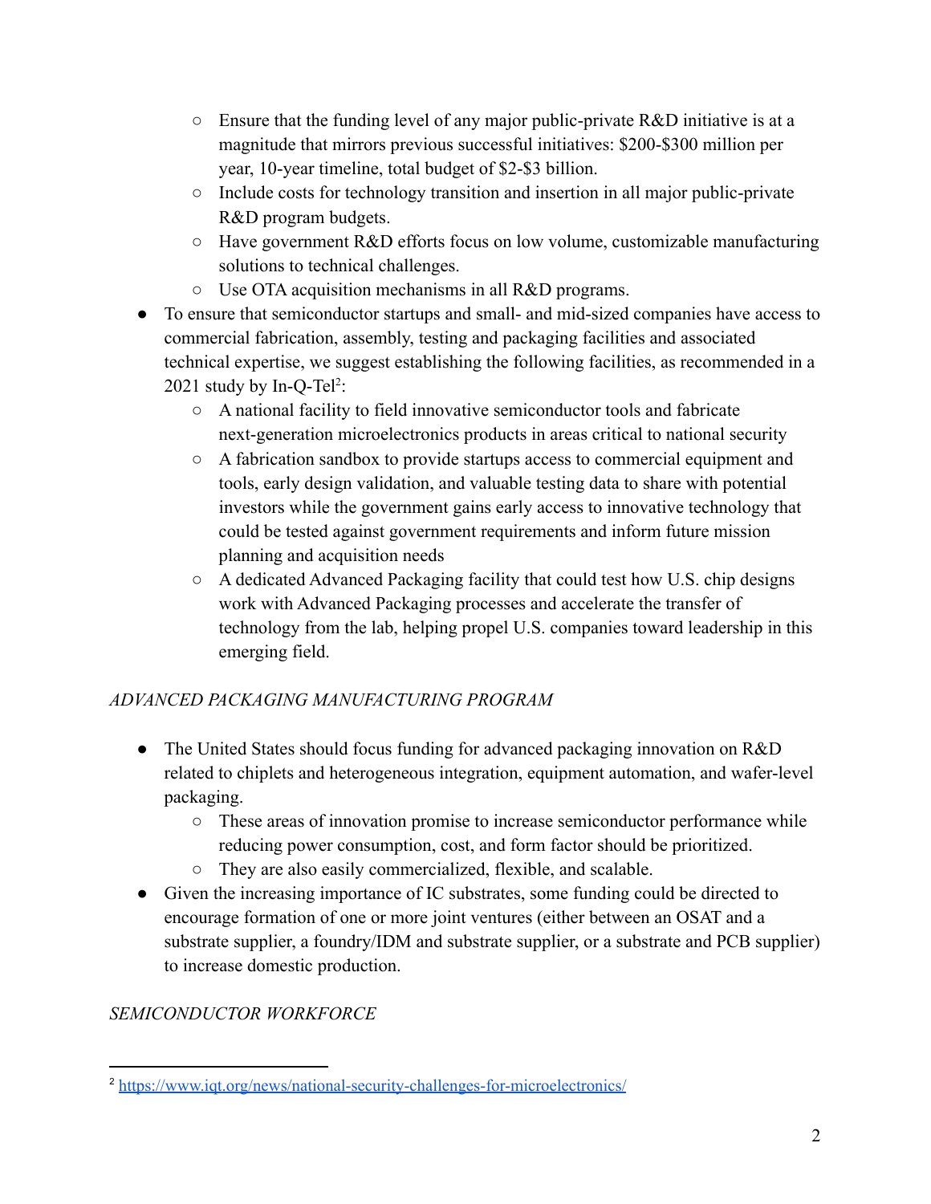- Ensure that the funding level of any major public-private R&D initiative is at a magnitude that mirrors previous successful initiatives: $200-$300 million per year, 10-year timeline, total budget of $2-$3 billion.
    - Include costs for technology transition and insertion in all major public-private R&D program budgets.
    - Have government R&D efforts focus on low volume, customizable manufacturing solutions to technical challenges.
    - Use OTA acquisition mechanisms in all R&D programs.
- To ensure that semiconductor startups and small- and mid-sized companies have access to commercial fabrication, assembly, testing and packaging facilities and associated technical expertise, we suggest establishing the following facilities, as recommended in a 2021 study by In-Q-Tel[2]:
    - A national facility to field innovative semiconductor tools and fabricate next-generation microelectronics products in areas critical to national security
    - A fabrication sandbox to provide startups access to commercial equipment and tools, early design validation, and valuable testing data to share with potential investors while the government gains early access to innovative technology that could be tested against government requirements and inform future mission planning and acquisition needs
    - A dedicated Advanced Packaging facility that could test how U.S. chip designs work with Advanced Packaging processes and accelerate the transfer of technology from the lab, helping propel U.S. companies toward leadership in this emerging field.

*ADVANCED PACKAGING MANUFACTURING PROGRAM*

- The United States should focus funding for advanced packaging innovation on R&D related to chiplets and heterogeneous integration, equipment automation, and wafer-level packaging.
    - These areas of innovation promise to increase semiconductor performance while reducing power consumption, cost, and form factor should be prioritized.
    - They are also easily commercialized, flexible, and scalable.
- Given the increasing importance of IC substrates, some funding could be directed to encourage formation of one or more joint ventures (either between an OSAT and a substrate supplier, a foundry/IDM and substrate supplier, or a substrate and PCB supplier) to increase domestic production.

*SEMICONDUCTOR WORKFORCE*

[2] https://www.iqt.org/news/national-security-challenges-for-microelectronics/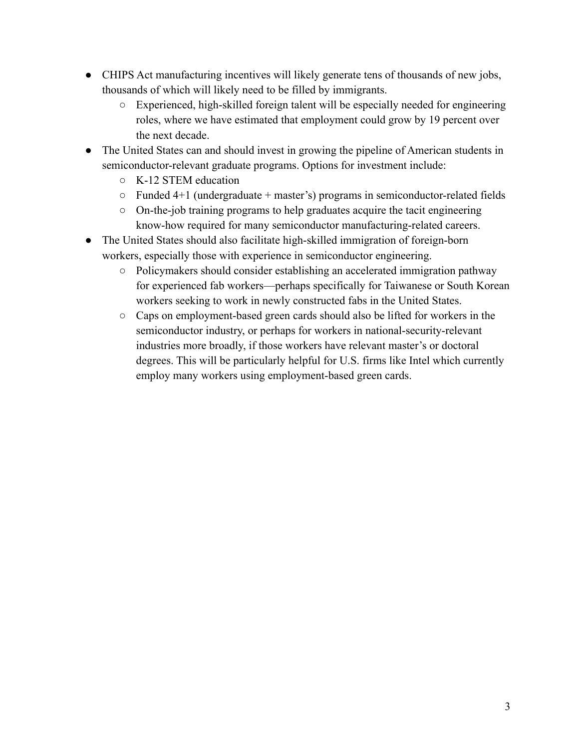- CHIPS Act manufacturing incentives will likely generate tens of thousands of new jobs, thousands of which will likely need to be filled by immigrants.
  - Experienced, high-skilled foreign talent will be especially needed for engineering roles, where we have estimated that employment could grow by 19 percent over the next decade.
- The United States can and should invest in growing the pipeline of American students in semiconductor-relevant graduate programs. Options for investment include:
  - K-12 STEM education
  - Funded 4+1 (undergraduate + master's) programs in semiconductor-related fields
  - On-the-job training programs to help graduates acquire the tacit engineering know-how required for many semiconductor manufacturing-related careers.
- The United States should also facilitate high-skilled immigration of foreign-born workers, especially those with experience in semiconductor engineering.
  - Policymakers should consider establishing an accelerated immigration pathway for experienced fab workers—perhaps specifically for Taiwanese or South Korean workers seeking to work in newly constructed fabs in the United States.
  - Caps on employment-based green cards should also be lifted for workers in the semiconductor industry, or perhaps for workers in national-security-relevant industries more broadly, if those workers have relevant master's or doctoral degrees. This will be particularly helpful for U.S. firms like Intel which currently employ many workers using employment-based green cards.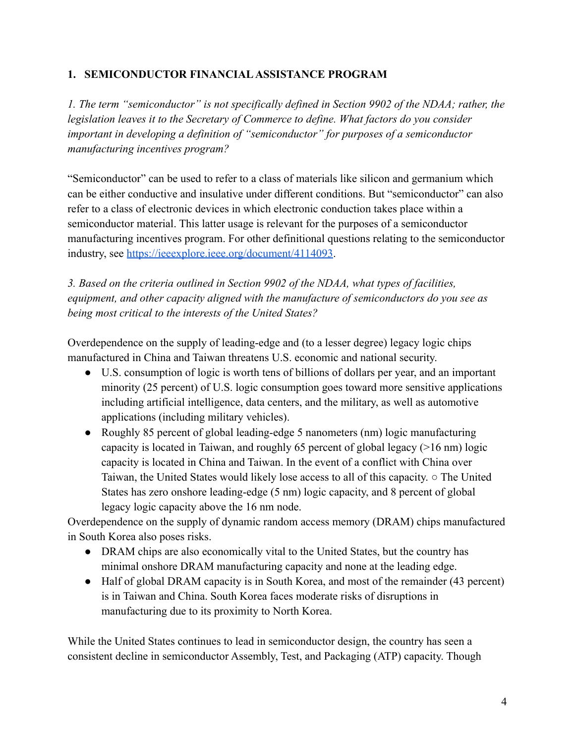## 1. SEMICONDUCTOR FINANCIAL ASSISTANCE PROGRAM

*1. The term "semiconductor" is not specifically defined in Section 9902 of the NDAA; rather, the legislation leaves it to the Secretary of Commerce to define. What factors do you consider important in developing a definition of "semiconductor" for purposes of a semiconductor manufacturing incentives program?*

"Semiconductor" can be used to refer to a class of materials like silicon and germanium which can be either conductive and insulative under different conditions. But "semiconductor" can also refer to a class of electronic devices in which electronic conduction takes place within a semiconductor material. This latter usage is relevant for the purposes of a semiconductor manufacturing incentives program. For other definitional questions relating to the semiconductor industry, see [https://ieeexplore.ieee.org/document/4114093](https://ieeexplore.ieee.org/document/4114093).

*3. Based on the criteria outlined in Section 9902 of the NDAA, what types of facilities, equipment, and other capacity aligned with the manufacture of semiconductors do you see as being most critical to the interests of the United States?*

Overdependence on the supply of leading-edge and (to a lesser degree) legacy logic chips manufactured in China and Taiwan threatens U.S. economic and national security.

- U.S. consumption of logic is worth tens of billions of dollars per year, and an important minority (25 percent) of U.S. logic consumption goes toward more sensitive applications including artificial intelligence, data centers, and the military, as well as automotive applications (including military vehicles).
- Roughly 85 percent of global leading-edge 5 nanometers (nm) logic manufacturing capacity is located in Taiwan, and roughly 65 percent of global legacy (>16 nm) logic capacity is located in China and Taiwan. In the event of a conflict with China over Taiwan, the United States would likely lose access to all of this capacity. ○ The United States has zero onshore leading-edge (5 nm) logic capacity, and 8 percent of global legacy logic capacity above the 16 nm node.

Overdependence on the supply of dynamic random access memory (DRAM) chips manufactured in South Korea also poses risks.

- DRAM chips are also economically vital to the United States, but the country has minimal onshore DRAM manufacturing capacity and none at the leading edge.
- Half of global DRAM capacity is in South Korea, and most of the remainder (43 percent) is in Taiwan and China. South Korea faces moderate risks of disruptions in manufacturing due to its proximity to North Korea.

While the United States continues to lead in semiconductor design, the country has seen a consistent decline in semiconductor Assembly, Test, and Packaging (ATP) capacity. Though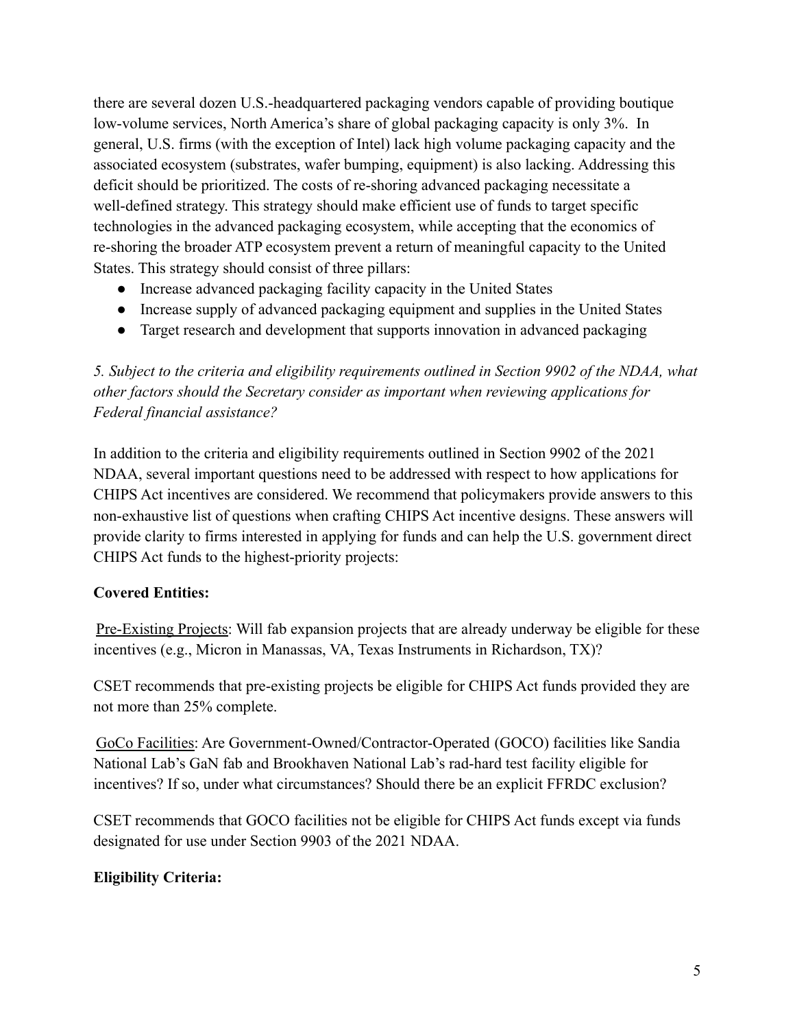there are several dozen U.S.-headquartered packaging vendors capable of providing boutique low-volume services, North America's share of global packaging capacity is only 3%. In general, U.S. firms (with the exception of Intel) lack high volume packaging capacity and the associated ecosystem (substrates, wafer bumping, equipment) is also lacking. Addressing this deficit should be prioritized. The costs of re-shoring advanced packaging necessitate a well-defined strategy. This strategy should make efficient use of funds to target specific technologies in the advanced packaging ecosystem, while accepting that the economics of re-shoring the broader ATP ecosystem prevent a return of meaningful capacity to the United States. This strategy should consist of three pillars:

- Increase advanced packaging facility capacity in the United States
- Increase supply of advanced packaging equipment and supplies in the United States
- Target research and development that supports innovation in advanced packaging

*5. Subject to the criteria and eligibility requirements outlined in Section 9902 of the NDAA, what other factors should the Secretary consider as important when reviewing applications for Federal financial assistance?*

In addition to the criteria and eligibility requirements outlined in Section 9902 of the 2021 NDAA, several important questions need to be addressed with respect to how applications for CHIPS Act incentives are considered. We recommend that policymakers provide answers to this non-exhaustive list of questions when crafting CHIPS Act incentive designs. These answers will provide clarity to firms interested in applying for funds and can help the U.S. government direct CHIPS Act funds to the highest-priority projects:

**Covered Entities:**

Pre-Existing Projects: Will fab expansion projects that are already underway be eligible for these incentives (e.g., Micron in Manassas, VA, Texas Instruments in Richardson, TX)?

CSET recommends that pre-existing projects be eligible for CHIPS Act funds provided they are not more than 25% complete.

GoCo Facilities: Are Government-Owned/Contractor-Operated (GOCO) facilities like Sandia National Lab's GaN fab and Brookhaven National Lab's rad-hard test facility eligible for incentives? If so, under what circumstances? Should there be an explicit FFRDC exclusion?

CSET recommends that GOCO facilities not be eligible for CHIPS Act funds except via funds designated for use under Section 9903 of the 2021 NDAA.

**Eligibility Criteria:**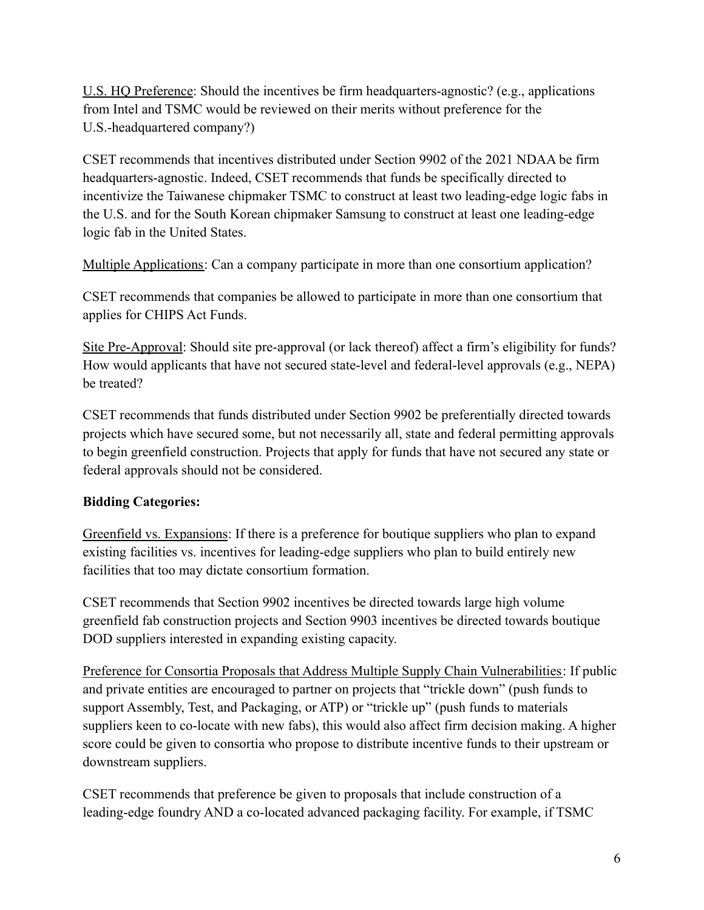U.S. HQ Preference: Should the incentives be firm headquarters-agnostic? (e.g., applications from Intel and TSMC would be reviewed on their merits without preference for the U.S.-headquartered company?)

CSET recommends that incentives distributed under Section 9902 of the 2021 NDAA be firm headquarters-agnostic. Indeed, CSET recommends that funds be specifically directed to incentivize the Taiwanese chipmaker TSMC to construct at least two leading-edge logic fabs in the U.S. and for the South Korean chipmaker Samsung to construct at least one leading-edge logic fab in the United States.

Multiple Applications: Can a company participate in more than one consortium application?

CSET recommends that companies be allowed to participate in more than one consortium that applies for CHIPS Act Funds.

Site Pre-Approval: Should site pre-approval (or lack thereof) affect a firm's eligibility for funds? How would applicants that have not secured state-level and federal-level approvals (e.g., NEPA) be treated?

CSET recommends that funds distributed under Section 9902 be preferentially directed towards projects which have secured some, but not necessarily all, state and federal permitting approvals to begin greenfield construction. Projects that apply for funds that have not secured any state or federal approvals should not be considered.

**Bidding Categories:**

Greenfield vs. Expansions: If there is a preference for boutique suppliers who plan to expand existing facilities vs. incentives for leading-edge suppliers who plan to build entirely new facilities that too may dictate consortium formation.

CSET recommends that Section 9902 incentives be directed towards large high volume greenfield fab construction projects and Section 9903 incentives be directed towards boutique DOD suppliers interested in expanding existing capacity.

Preference for Consortia Proposals that Address Multiple Supply Chain Vulnerabilities: If public and private entities are encouraged to partner on projects that "trickle down" (push funds to support Assembly, Test, and Packaging, or ATP) or "trickle up" (push funds to materials suppliers keen to co-locate with new fabs), this would also affect firm decision making. A higher score could be given to consortia who propose to distribute incentive funds to their upstream or downstream suppliers.

CSET recommends that preference be given to proposals that include construction of a leading-edge foundry AND a co-located advanced packaging facility. For example, if TSMC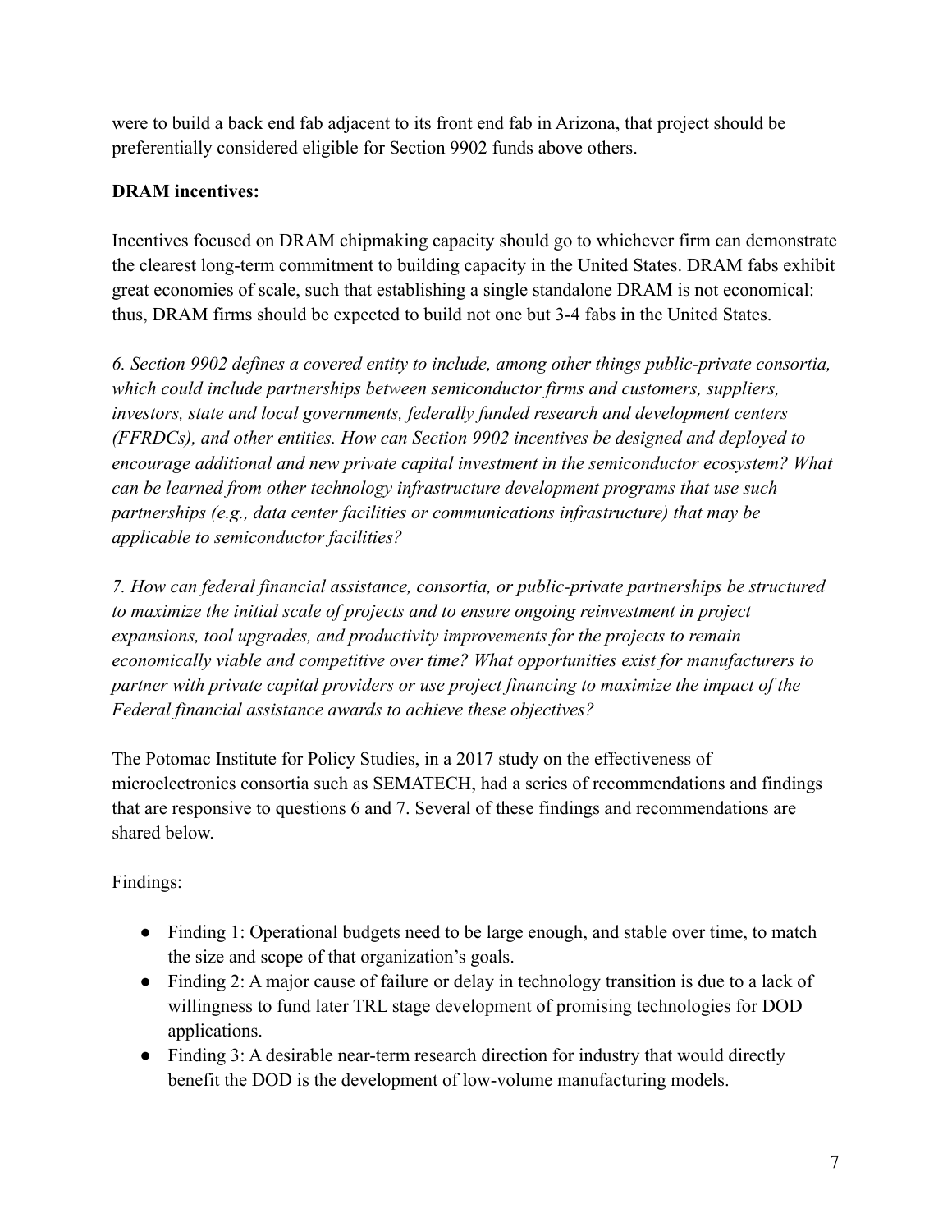were to build a back end fab adjacent to its front end fab in Arizona, that project should be preferentially considered eligible for Section 9902 funds above others.

**DRAM incentives:**

Incentives focused on DRAM chipmaking capacity should go to whichever firm can demonstrate the clearest long-term commitment to building capacity in the United States. DRAM fabs exhibit great economies of scale, such that establishing a single standalone DRAM is not economical: thus, DRAM firms should be expected to build not one but 3-4 fabs in the United States.

*6. Section 9902 defines a covered entity to include, among other things public-private consortia, which could include partnerships between semiconductor firms and customers, suppliers, investors, state and local governments, federally funded research and development centers (FFRDCs), and other entities. How can Section 9902 incentives be designed and deployed to encourage additional and new private capital investment in the semiconductor ecosystem? What can be learned from other technology infrastructure development programs that use such partnerships (e.g., data center facilities or communications infrastructure) that may be applicable to semiconductor facilities?*

*7. How can federal financial assistance, consortia, or public-private partnerships be structured to maximize the initial scale of projects and to ensure ongoing reinvestment in project expansions, tool upgrades, and productivity improvements for the projects to remain economically viable and competitive over time? What opportunities exist for manufacturers to partner with private capital providers or use project financing to maximize the impact of the Federal financial assistance awards to achieve these objectives?*

The Potomac Institute for Policy Studies, in a 2017 study on the effectiveness of microelectronics consortia such as SEMATECH, had a series of recommendations and findings that are responsive to questions 6 and 7. Several of these findings and recommendations are shared below.

Findings:

- Finding 1: Operational budgets need to be large enough, and stable over time, to match the size and scope of that organization's goals.
- Finding 2: A major cause of failure or delay in technology transition is due to a lack of willingness to fund later TRL stage development of promising technologies for DOD applications.
- Finding 3: A desirable near-term research direction for industry that would directly benefit the DOD is the development of low-volume manufacturing models.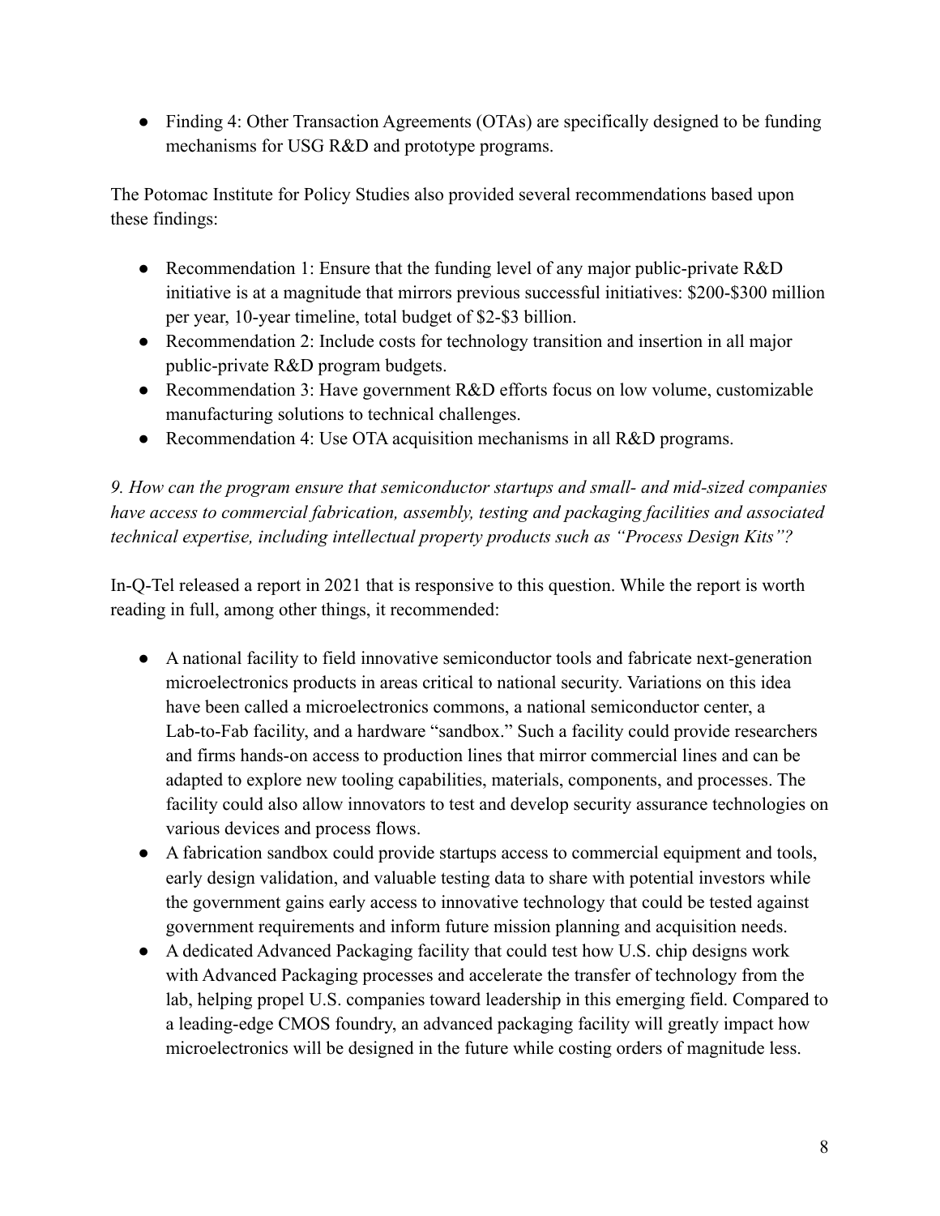- Finding 4: Other Transaction Agreements (OTAs) are specifically designed to be funding mechanisms for USG R&D and prototype programs.

The Potomac Institute for Policy Studies also provided several recommendations based upon these findings:

- Recommendation 1: Ensure that the funding level of any major public-private R&D initiative is at a magnitude that mirrors previous successful initiatives: $200-$300 million per year, 10-year timeline, total budget of $2-$3 billion.
- Recommendation 2: Include costs for technology transition and insertion in all major public-private R&D program budgets.
- Recommendation 3: Have government R&D efforts focus on low volume, customizable manufacturing solutions to technical challenges.
- Recommendation 4: Use OTA acquisition mechanisms in all R&D programs.

*9. How can the program ensure that semiconductor startups and small- and mid-sized companies have access to commercial fabrication, assembly, testing and packaging facilities and associated technical expertise, including intellectual property products such as "Process Design Kits"?*

In-Q-Tel released a report in 2021 that is responsive to this question. While the report is worth reading in full, among other things, it recommended:

- A national facility to field innovative semiconductor tools and fabricate next-generation microelectronics products in areas critical to national security. Variations on this idea have been called a microelectronics commons, a national semiconductor center, a Lab-to-Fab facility, and a hardware "sandbox." Such a facility could provide researchers and firms hands-on access to production lines that mirror commercial lines and can be adapted to explore new tooling capabilities, materials, components, and processes. The facility could also allow innovators to test and develop security assurance technologies on various devices and process flows.
- A fabrication sandbox could provide startups access to commercial equipment and tools, early design validation, and valuable testing data to share with potential investors while the government gains early access to innovative technology that could be tested against government requirements and inform future mission planning and acquisition needs.
- A dedicated Advanced Packaging facility that could test how U.S. chip designs work with Advanced Packaging processes and accelerate the transfer of technology from the lab, helping propel U.S. companies toward leadership in this emerging field. Compared to a leading-edge CMOS foundry, an advanced packaging facility will greatly impact how microelectronics will be designed in the future while costing orders of magnitude less.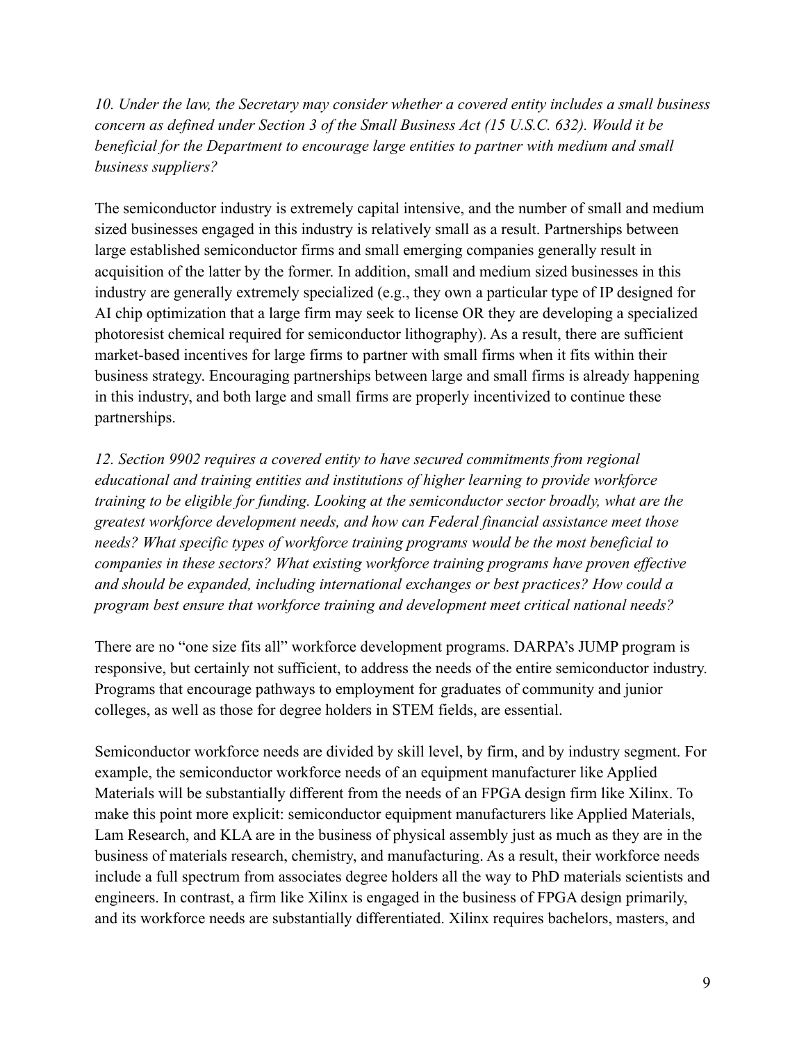*10. Under the law, the Secretary may consider whether a covered entity includes a small business concern as defined under Section 3 of the Small Business Act (15 U.S.C. 632). Would it be beneficial for the Department to encourage large entities to partner with medium and small business suppliers?*

The semiconductor industry is extremely capital intensive, and the number of small and medium sized businesses engaged in this industry is relatively small as a result. Partnerships between large established semiconductor firms and small emerging companies generally result in acquisition of the latter by the former. In addition, small and medium sized businesses in this industry are generally extremely specialized (e.g., they own a particular type of IP designed for AI chip optimization that a large firm may seek to license OR they are developing a specialized photoresist chemical required for semiconductor lithography). As a result, there are sufficient market-based incentives for large firms to partner with small firms when it fits within their business strategy. Encouraging partnerships between large and small firms is already happening in this industry, and both large and small firms are properly incentivized to continue these partnerships.

*12. Section 9902 requires a covered entity to have secured commitments from regional educational and training entities and institutions of higher learning to provide workforce training to be eligible for funding. Looking at the semiconductor sector broadly, what are the greatest workforce development needs, and how can Federal financial assistance meet those needs? What specific types of workforce training programs would be the most beneficial to companies in these sectors? What existing workforce training programs have proven effective and should be expanded, including international exchanges or best practices? How could a program best ensure that workforce training and development meet critical national needs?*

There are no "one size fits all" workforce development programs. DARPA's JUMP program is responsive, but certainly not sufficient, to address the needs of the entire semiconductor industry. Programs that encourage pathways to employment for graduates of community and junior colleges, as well as those for degree holders in STEM fields, are essential.

Semiconductor workforce needs are divided by skill level, by firm, and by industry segment. For example, the semiconductor workforce needs of an equipment manufacturer like Applied Materials will be substantially different from the needs of an FPGA design firm like Xilinx. To make this point more explicit: semiconductor equipment manufacturers like Applied Materials, Lam Research, and KLA are in the business of physical assembly just as much as they are in the business of materials research, chemistry, and manufacturing. As a result, their workforce needs include a full spectrum from associates degree holders all the way to PhD materials scientists and engineers. In contrast, a firm like Xilinx is engaged in the business of FPGA design primarily, and its workforce needs are substantially differentiated. Xilinx requires bachelors, masters, and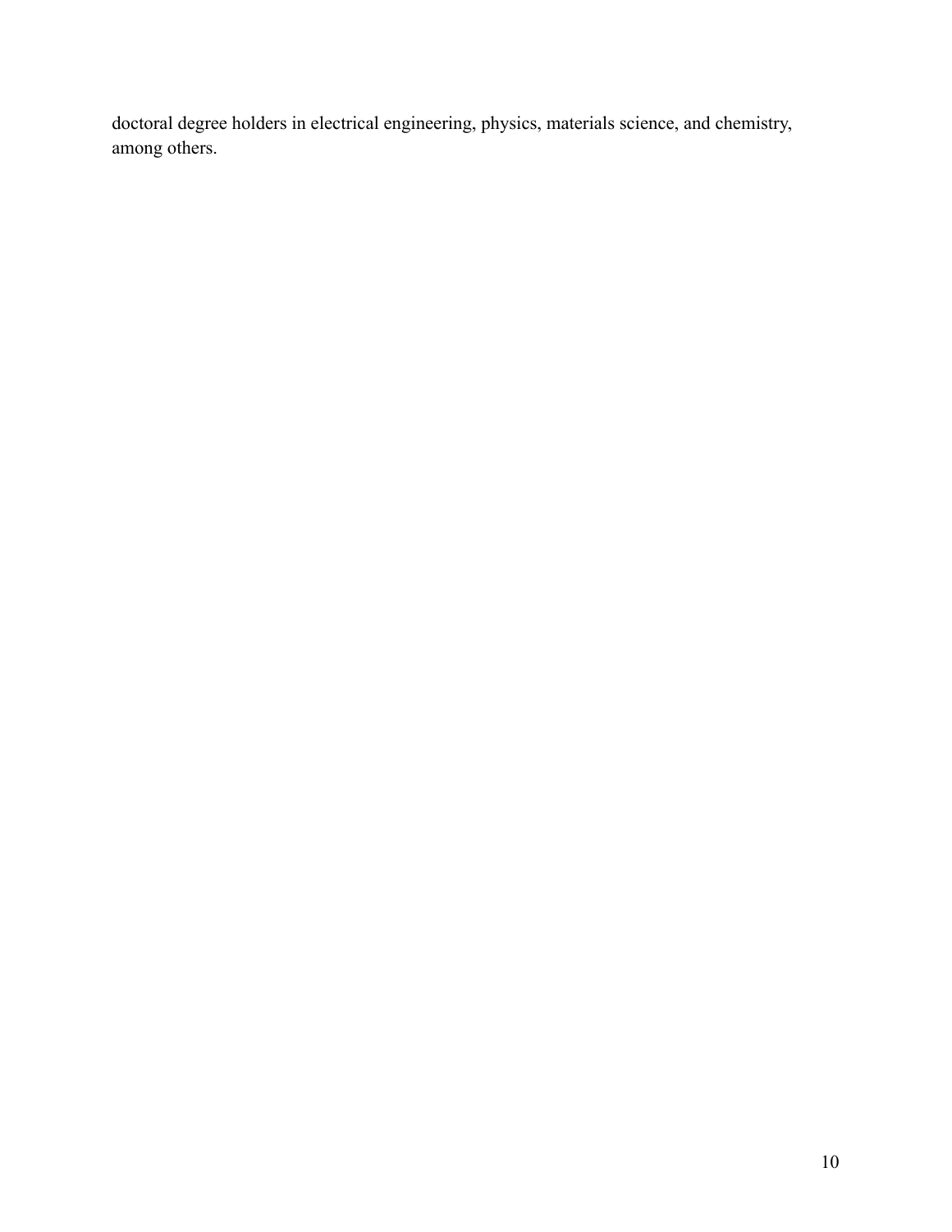doctoral degree holders in electrical engineering, physics, materials science, and chemistry, among others.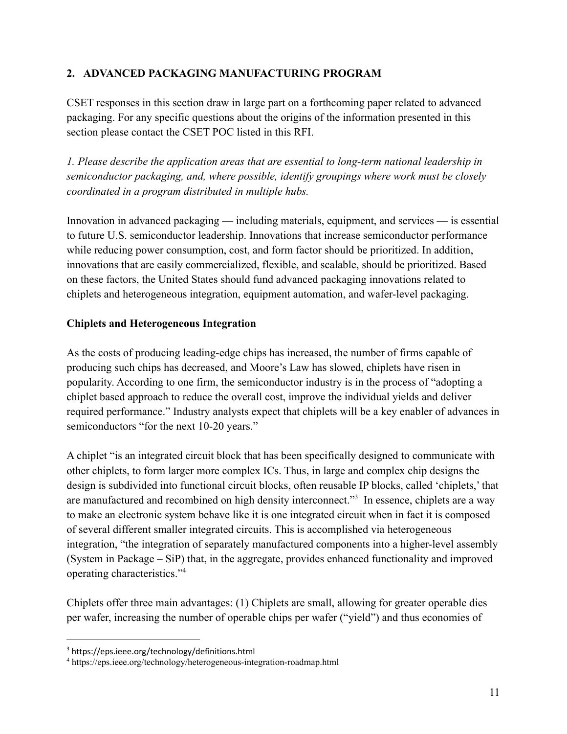## 2. ADVANCED PACKAGING MANUFACTURING PROGRAM

CSET responses in this section draw in large part on a forthcoming paper related to advanced packaging. For any specific questions about the origins of the information presented in this section please contact the CSET POC listed in this RFI.

*1. Please describe the application areas that are essential to long-term national leadership in semiconductor packaging, and, where possible, identify groupings where work must be closely coordinated in a program distributed in multiple hubs.*

Innovation in advanced packaging — including materials, equipment, and services — is essential to future U.S. semiconductor leadership. Innovations that increase semiconductor performance while reducing power consumption, cost, and form factor should be prioritized. In addition, innovations that are easily commercialized, flexible, and scalable, should be prioritized. Based on these factors, the United States should fund advanced packaging innovations related to chiplets and heterogeneous integration, equipment automation, and wafer-level packaging.

### Chiplets and Heterogeneous Integration

As the costs of producing leading-edge chips has increased, the number of firms capable of producing such chips has decreased, and Moore's Law has slowed, chiplets have risen in popularity. According to one firm, the semiconductor industry is in the process of "adopting a chiplet based approach to reduce the overall cost, improve the individual yields and deliver required performance." Industry analysts expect that chiplets will be a key enabler of advances in semiconductors "for the next 10-20 years."

A chiplet "is an integrated circuit block that has been specifically designed to communicate with other chiplets, to form larger more complex ICs. Thus, in large and complex chip designs the design is subdivided into functional circuit blocks, often reusable IP blocks, called 'chiplets,' that are manufactured and recombined on high density interconnect."[3] In essence, chiplets are a way to make an electronic system behave like it is one integrated circuit when in fact it is composed of several different smaller integrated circuits. This is accomplished via heterogeneous integration, "the integration of separately manufactured components into a higher-level assembly (System in Package – SiP) that, in the aggregate, provides enhanced functionality and improved operating characteristics."[4]

Chiplets offer three main advantages: (1) Chiplets are small, allowing for greater operable dies per wafer, increasing the number of operable chips per wafer ("yield") and thus economies of

---

[3] https://eps.ieee.org/technology/definitions.html

[4] https://eps.ieee.org/technology/heterogeneous-integration-roadmap.html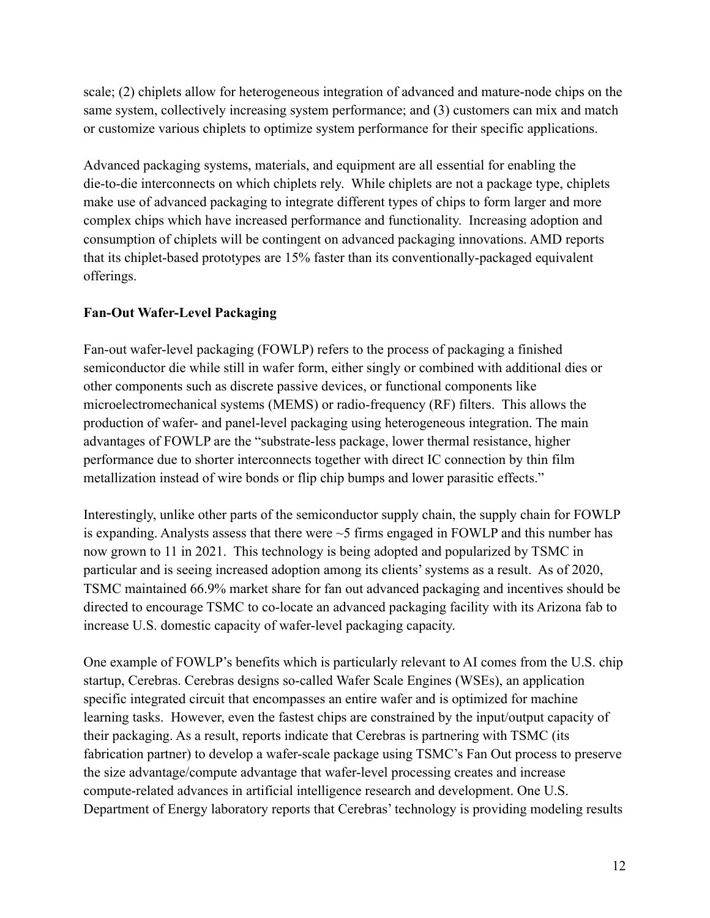scale; (2) chiplets allow for heterogeneous integration of advanced and mature-node chips on the same system, collectively increasing system performance; and (3) customers can mix and match or customize various chiplets to optimize system performance for their specific applications.

Advanced packaging systems, materials, and equipment are all essential for enabling the die-to-die interconnects on which chiplets rely. While chiplets are not a package type, chiplets make use of advanced packaging to integrate different types of chips to form larger and more complex chips which have increased performance and functionality. Increasing adoption and consumption of chiplets will be contingent on advanced packaging innovations. AMD reports that its chiplet-based prototypes are 15% faster than its conventionally-packaged equivalent offerings.

**Fan-Out Wafer-Level Packaging**

Fan-out wafer-level packaging (FOWLP) refers to the process of packaging a finished semiconductor die while still in wafer form, either singly or combined with additional dies or other components such as discrete passive devices, or functional components like microelectromechanical systems (MEMS) or radio-frequency (RF) filters. This allows the production of wafer- and panel-level packaging using heterogeneous integration. The main advantages of FOWLP are the "substrate-less package, lower thermal resistance, higher performance due to shorter interconnects together with direct IC connection by thin film metallization instead of wire bonds or flip chip bumps and lower parasitic effects."

Interestingly, unlike other parts of the semiconductor supply chain, the supply chain for FOWLP is expanding. Analysts assess that there were ~5 firms engaged in FOWLP and this number has now grown to 11 in 2021. This technology is being adopted and popularized by TSMC in particular and is seeing increased adoption among its clients' systems as a result. As of 2020, TSMC maintained 66.9% market share for fan out advanced packaging and incentives should be directed to encourage TSMC to co-locate an advanced packaging facility with its Arizona fab to increase U.S. domestic capacity of wafer-level packaging capacity.

One example of FOWLP's benefits which is particularly relevant to AI comes from the U.S. chip startup, Cerebras. Cerebras designs so-called Wafer Scale Engines (WSEs), an application specific integrated circuit that encompasses an entire wafer and is optimized for machine learning tasks. However, even the fastest chips are constrained by the input/output capacity of their packaging. As a result, reports indicate that Cerebras is partnering with TSMC (its fabrication partner) to develop a wafer-scale package using TSMC's Fan Out process to preserve the size advantage/compute advantage that wafer-level processing creates and increase compute-related advances in artificial intelligence research and development. One U.S. Department of Energy laboratory reports that Cerebras' technology is providing modeling results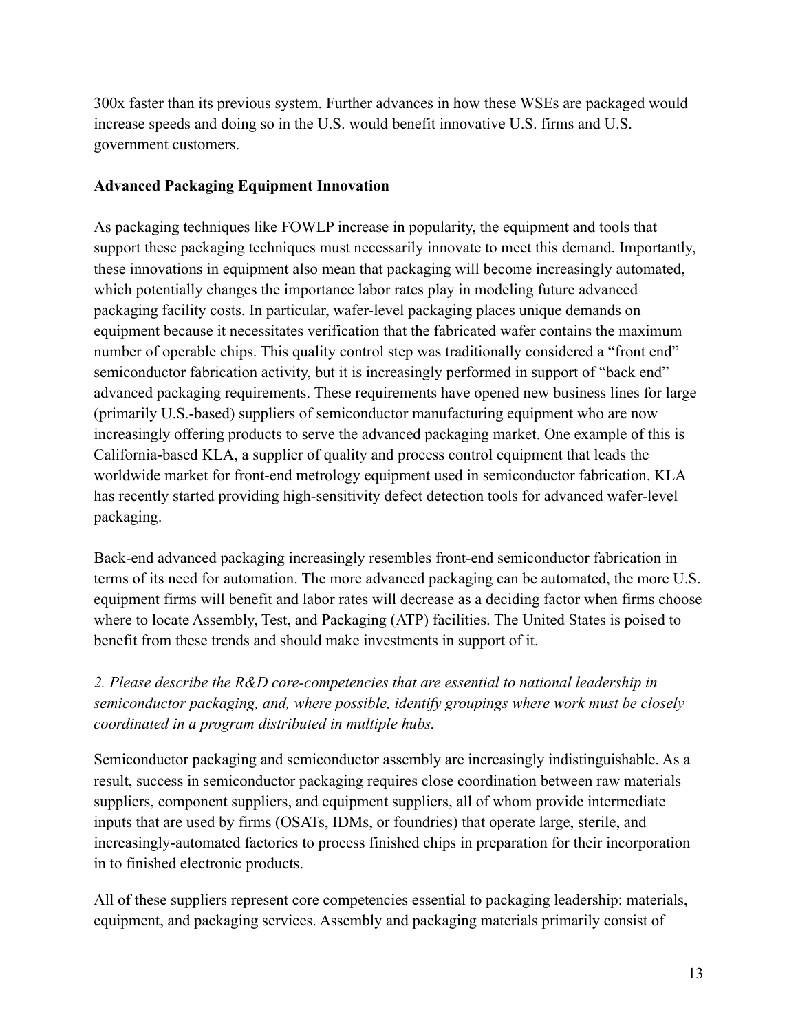300x faster than its previous system. Further advances in how these WSEs are packaged would increase speeds and doing so in the U.S. would benefit innovative U.S. firms and U.S. government customers.

**Advanced Packaging Equipment Innovation**

As packaging techniques like FOWLP increase in popularity, the equipment and tools that support these packaging techniques must necessarily innovate to meet this demand. Importantly, these innovations in equipment also mean that packaging will become increasingly automated, which potentially changes the importance labor rates play in modeling future advanced packaging facility costs. In particular, wafer-level packaging places unique demands on equipment because it necessitates verification that the fabricated wafer contains the maximum number of operable chips. This quality control step was traditionally considered a "front end" semiconductor fabrication activity, but it is increasingly performed in support of "back end" advanced packaging requirements. These requirements have opened new business lines for large (primarily U.S.-based) suppliers of semiconductor manufacturing equipment who are now increasingly offering products to serve the advanced packaging market. One example of this is California-based KLA, a supplier of quality and process control equipment that leads the worldwide market for front-end metrology equipment used in semiconductor fabrication. KLA has recently started providing high-sensitivity defect detection tools for advanced wafer-level packaging.

Back-end advanced packaging increasingly resembles front-end semiconductor fabrication in terms of its need for automation. The more advanced packaging can be automated, the more U.S. equipment firms will benefit and labor rates will decrease as a deciding factor when firms choose where to locate Assembly, Test, and Packaging (ATP) facilities. The United States is poised to benefit from these trends and should make investments in support of it.

*2. Please describe the R&D core-competencies that are essential to national leadership in semiconductor packaging, and, where possible, identify groupings where work must be closely coordinated in a program distributed in multiple hubs.*

Semiconductor packaging and semiconductor assembly are increasingly indistinguishable. As a result, success in semiconductor packaging requires close coordination between raw materials suppliers, component suppliers, and equipment suppliers, all of whom provide intermediate inputs that are used by firms (OSATs, IDMs, or foundries) that operate large, sterile, and increasingly-automated factories to process finished chips in preparation for their incorporation in to finished electronic products.

All of these suppliers represent core competencies essential to packaging leadership: materials, equipment, and packaging services. Assembly and packaging materials primarily consist of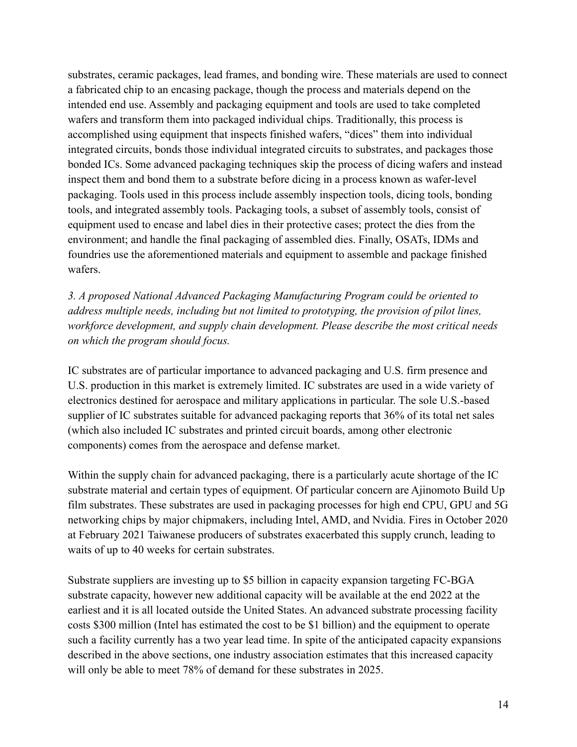substrates, ceramic packages, lead frames, and bonding wire. These materials are used to connect a fabricated chip to an encasing package, though the process and materials depend on the intended end use. Assembly and packaging equipment and tools are used to take completed wafers and transform them into packaged individual chips. Traditionally, this process is accomplished using equipment that inspects finished wafers, "dices" them into individual integrated circuits, bonds those individual integrated circuits to substrates, and packages those bonded ICs. Some advanced packaging techniques skip the process of dicing wafers and instead inspect them and bond them to a substrate before dicing in a process known as wafer-level packaging. Tools used in this process include assembly inspection tools, dicing tools, bonding tools, and integrated assembly tools. Packaging tools, a subset of assembly tools, consist of equipment used to encase and label dies in their protective cases; protect the dies from the environment; and handle the final packaging of assembled dies. Finally, OSATs, IDMs and foundries use the aforementioned materials and equipment to assemble and package finished wafers.

*3. A proposed National Advanced Packaging Manufacturing Program could be oriented to address multiple needs, including but not limited to prototyping, the provision of pilot lines, workforce development, and supply chain development. Please describe the most critical needs on which the program should focus.*

IC substrates are of particular importance to advanced packaging and U.S. firm presence and U.S. production in this market is extremely limited. IC substrates are used in a wide variety of electronics destined for aerospace and military applications in particular. The sole U.S.-based supplier of IC substrates suitable for advanced packaging reports that 36% of its total net sales (which also included IC substrates and printed circuit boards, among other electronic components) comes from the aerospace and defense market.

Within the supply chain for advanced packaging, there is a particularly acute shortage of the IC substrate material and certain types of equipment. Of particular concern are Ajinomoto Build Up film substrates. These substrates are used in packaging processes for high end CPU, GPU and 5G networking chips by major chipmakers, including Intel, AMD, and Nvidia. Fires in October 2020 at February 2021 Taiwanese producers of substrates exacerbated this supply crunch, leading to waits of up to 40 weeks for certain substrates.

Substrate suppliers are investing up to $5 billion in capacity expansion targeting FC-BGA substrate capacity, however new additional capacity will be available at the end 2022 at the earliest and it is all located outside the United States. An advanced substrate processing facility costs $300 million (Intel has estimated the cost to be $1 billion) and the equipment to operate such a facility currently has a two year lead time. In spite of the anticipated capacity expansions described in the above sections, one industry association estimates that this increased capacity will only be able to meet 78% of demand for these substrates in 2025.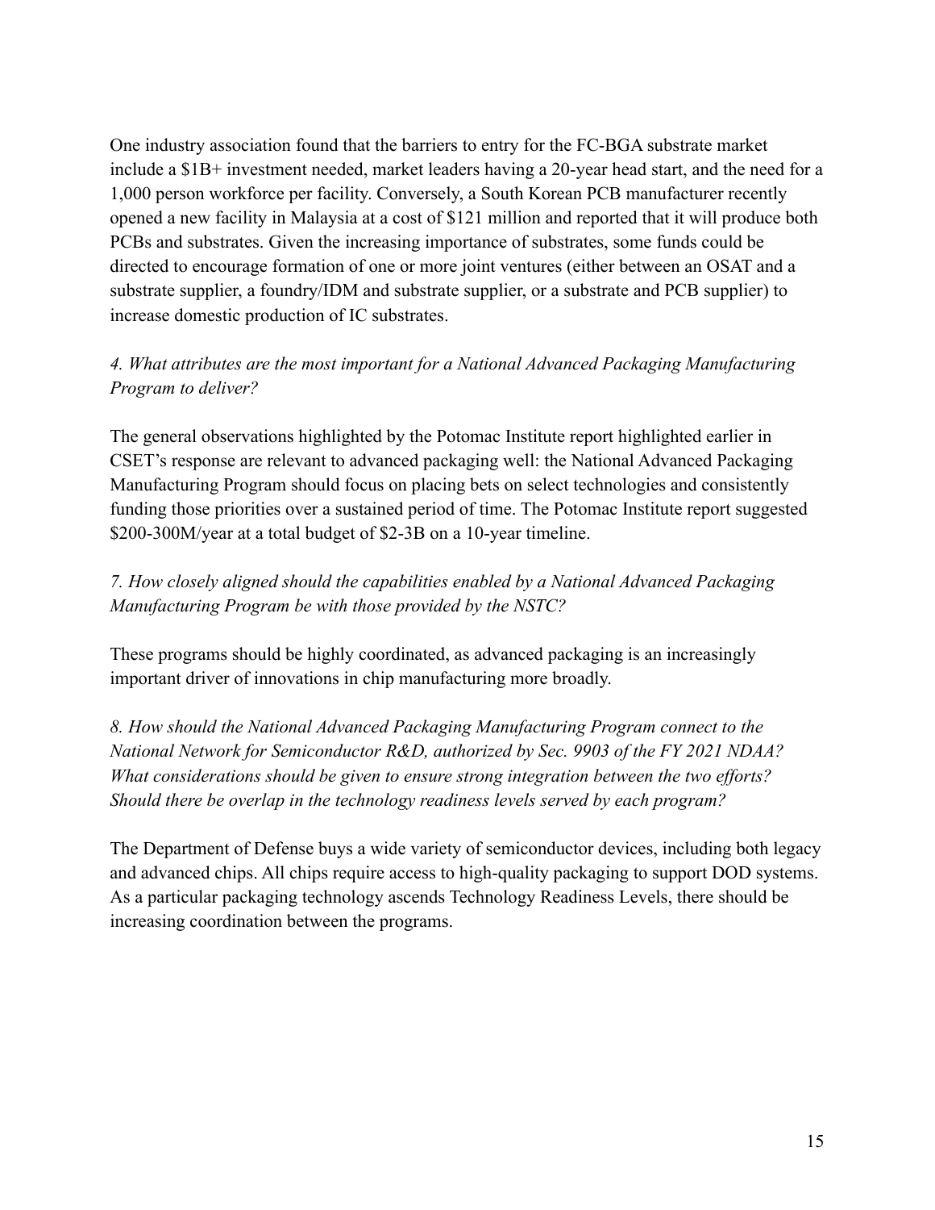One industry association found that the barriers to entry for the FC-BGA substrate market include a $1B+ investment needed, market leaders having a 20-year head start, and the need for a 1,000 person workforce per facility. Conversely, a South Korean PCB manufacturer recently opened a new facility in Malaysia at a cost of $121 million and reported that it will produce both PCBs and substrates. Given the increasing importance of substrates, some funds could be directed to encourage formation of one or more joint ventures (either between an OSAT and a substrate supplier, a foundry/IDM and substrate supplier, or a substrate and PCB supplier) to increase domestic production of IC substrates.

*4. What attributes are the most important for a National Advanced Packaging Manufacturing Program to deliver?*

The general observations highlighted by the Potomac Institute report highlighted earlier in CSET's response are relevant to advanced packaging well: the National Advanced Packaging Manufacturing Program should focus on placing bets on select technologies and consistently funding those priorities over a sustained period of time. The Potomac Institute report suggested $200-300M/year at a total budget of $2-3B on a 10-year timeline.

*7. How closely aligned should the capabilities enabled by a National Advanced Packaging Manufacturing Program be with those provided by the NSTC?*

These programs should be highly coordinated, as advanced packaging is an increasingly important driver of innovations in chip manufacturing more broadly.

*8. How should the National Advanced Packaging Manufacturing Program connect to the National Network for Semiconductor R&D, authorized by Sec. 9903 of the FY 2021 NDAA? What considerations should be given to ensure strong integration between the two efforts? Should there be overlap in the technology readiness levels served by each program?*

The Department of Defense buys a wide variety of semiconductor devices, including both legacy and advanced chips. All chips require access to high-quality packaging to support DOD systems. As a particular packaging technology ascends Technology Readiness Levels, there should be increasing coordination between the programs.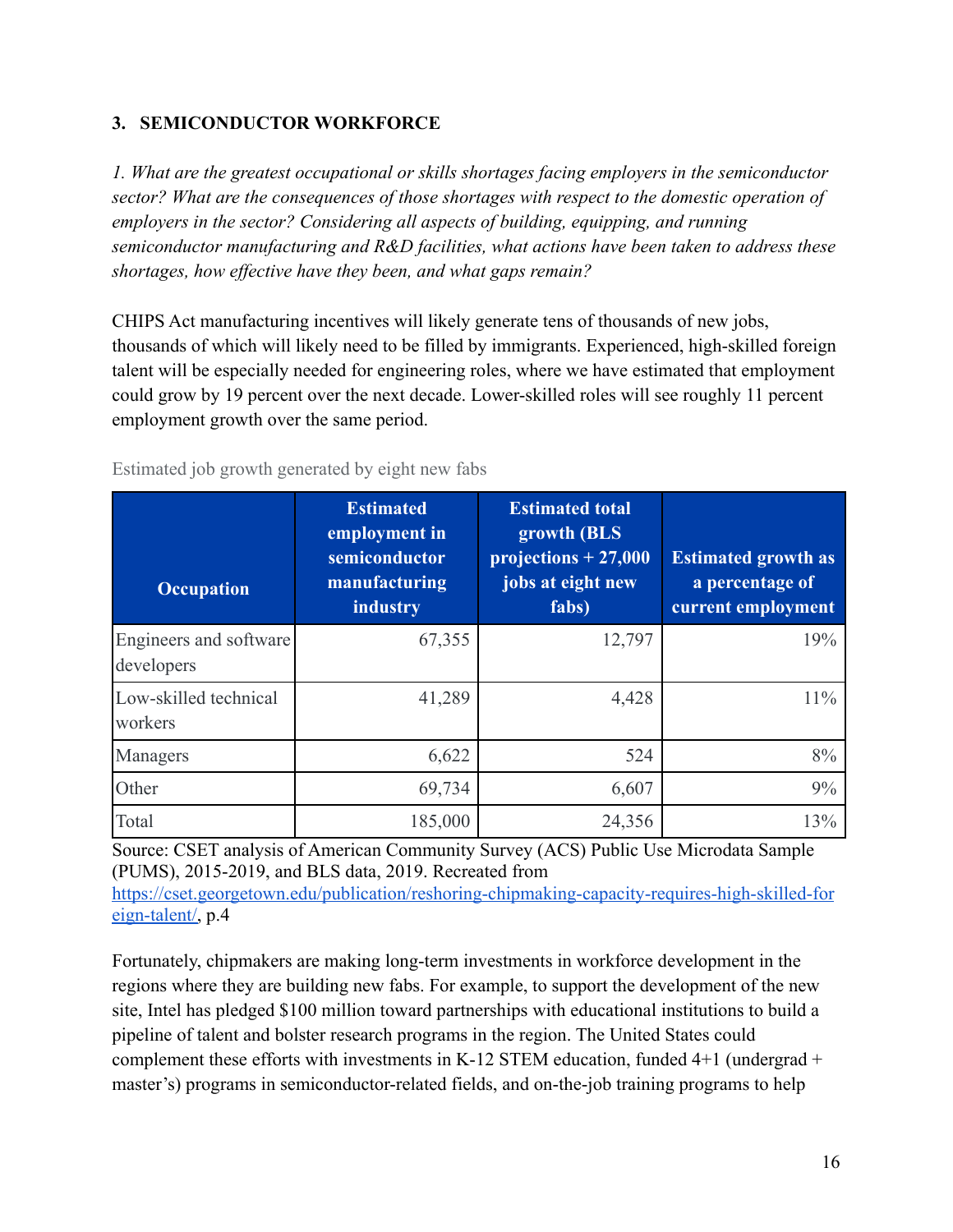### 3. SEMICONDUCTOR WORKFORCE

*1. What are the greatest occupational or skills shortages facing employers in the semiconductor sector? What are the consequences of those shortages with respect to the domestic operation of employers in the sector? Considering all aspects of building, equipping, and running semiconductor manufacturing and R&D facilities, what actions have been taken to address these shortages, how effective have they been, and what gaps remain?*

CHIPS Act manufacturing incentives will likely generate tens of thousands of new jobs, thousands of which will likely need to be filled by immigrants. Experienced, high-skilled foreign talent will be especially needed for engineering roles, where we have estimated that employment could grow by 19 percent over the next decade. Lower-skilled roles will see roughly 11 percent employment growth over the same period.

Estimated job growth generated by eight new fabs

| Occupation | Estimated employment in semiconductor manufacturing industry | Estimated total growth (BLS projections + 27,000 jobs at eight new fabs) | Estimated growth as a percentage of current employment |
|---|---|---|---|
| Engineers and software developers | 67,355 | 12,797 | 19% |
| Low-skilled technical workers | 41,289 | 4,428 | 11% |
| Managers | 6,622 | 524 | 8% |
| Other | 69,734 | 6,607 | 9% |
| Total | 185,000 | 24,356 | 13% |

Source: CSET analysis of American Community Survey (ACS) Public Use Microdata Sample (PUMS), 2015-2019, and BLS data, 2019. Recreated from [https://cset.georgetown.edu/publication/reshoring-chipmaking-capacity-requires-high-skilled-foreign-talent/](https://cset.georgetown.edu/publication/reshoring-chipmaking-capacity-requires-high-skilled-foreign-talent/), p.4

Fortunately, chipmakers are making long-term investments in workforce development in the regions where they are building new fabs. For example, to support the development of the new site, Intel has pledged $100 million toward partnerships with educational institutions to build a pipeline of talent and bolster research programs in the region. The United States could complement these efforts with investments in K-12 STEM education, funded 4+1 (undergrad + master's) programs in semiconductor-related fields, and on-the-job training programs to help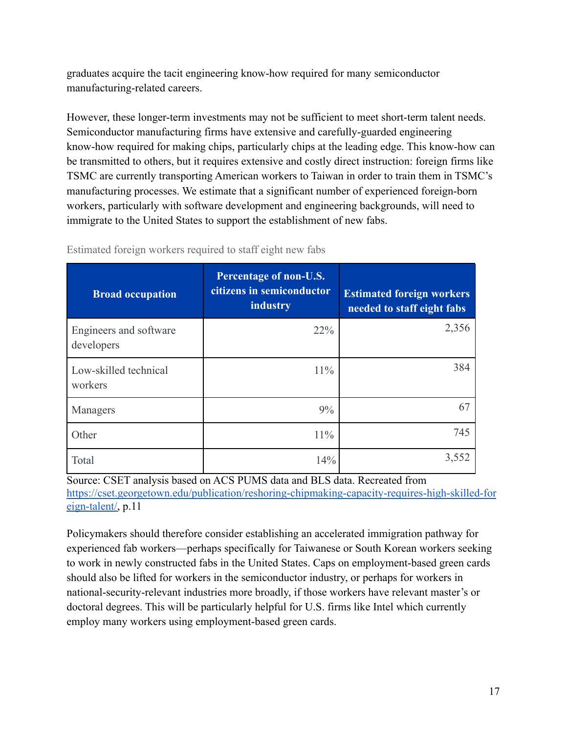graduates acquire the tacit engineering know-how required for many semiconductor manufacturing-related careers.

However, these longer-term investments may not be sufficient to meet short-term talent needs. Semiconductor manufacturing firms have extensive and carefully-guarded engineering know-how required for making chips, particularly chips at the leading edge. This know-how can be transmitted to others, but it requires extensive and costly direct instruction: foreign firms like TSMC are currently transporting American workers to Taiwan in order to train them in TSMC's manufacturing processes. We estimate that a significant number of experienced foreign-born workers, particularly with software development and engineering backgrounds, will need to immigrate to the United States to support the establishment of new fabs.

Estimated foreign workers required to staff eight new fabs

| Broad occupation | Percentage of non-U.S. citizens in semiconductor industry | Estimated foreign workers needed to staff eight fabs |
|---|---|---|
| Engineers and software developers | 22% | 2,356 |
| Low-skilled technical workers | 11% | 384 |
| Managers | 9% | 67 |
| Other | 11% | 745 |
| Total | 14% | 3,552 |

Source: CSET analysis based on ACS PUMS data and BLS data. Recreated from https://cset.georgetown.edu/publication/reshoring-chipmaking-capacity-requires-high-skilled-foreign-talent/, p.11

Policymakers should therefore consider establishing an accelerated immigration pathway for experienced fab workers—perhaps specifically for Taiwanese or South Korean workers seeking to work in newly constructed fabs in the United States. Caps on employment-based green cards should also be lifted for workers in the semiconductor industry, or perhaps for workers in national-security-relevant industries more broadly, if those workers have relevant master's or doctoral degrees. This will be particularly helpful for U.S. firms like Intel which currently employ many workers using employment-based green cards.